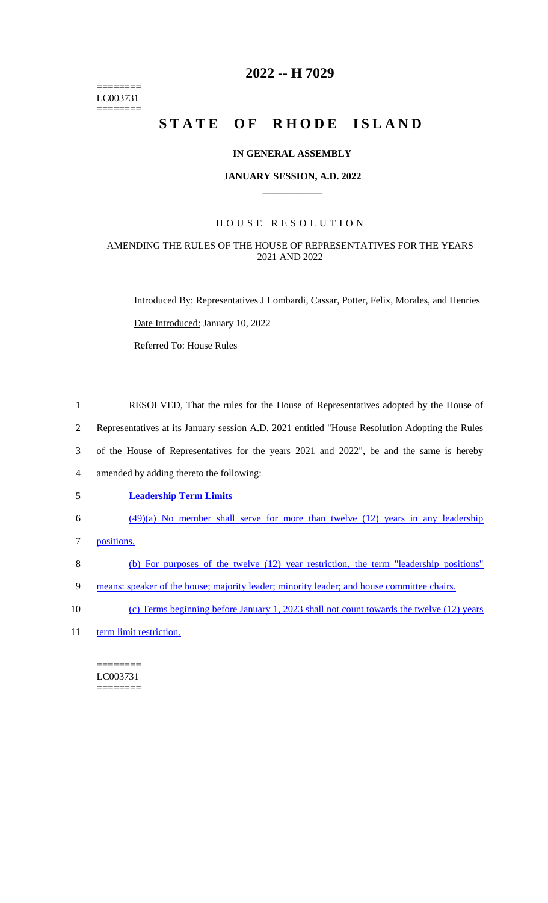========
LC003731
========

# 2022 -- H 7029

# STATE OF RHODE ISLAND

### IN GENERAL ASSEMBLY

### JANUARY SESSION, A.D. 2022

## HOUSE RESOLUTION

### AMENDING THE RULES OF THE HOUSE OF REPRESENTATIVES FOR THE YEARS 2021 AND 2022

Introduced By: Representatives J Lombardi, Cassar, Potter, Felix, Morales, and Henries

Date Introduced: January 10, 2022

Referred To: House Rules

1 RESOLVED, That the rules for the House of Representatives adopted by the House of
2 Representatives at its January session A.D. 2021 entitled "House Resolution Adopting the Rules
3 of the House of Representatives for the years 2021 and 2022", be and the same is hereby
4 amended by adding thereto the following:

5 **Leadership Term Limits**

6 (49)(a) No member shall serve for more than twelve (12) years in any leadership
7 positions.

8 (b) For purposes of the twelve (12) year restriction, the term "leadership positions"
9 means: speaker of the house; majority leader; minority leader; and house committee chairs.

10 (c) Terms beginning before January 1, 2023 shall not count towards the twelve (12) years
11 term limit restriction.

========
LC003731
========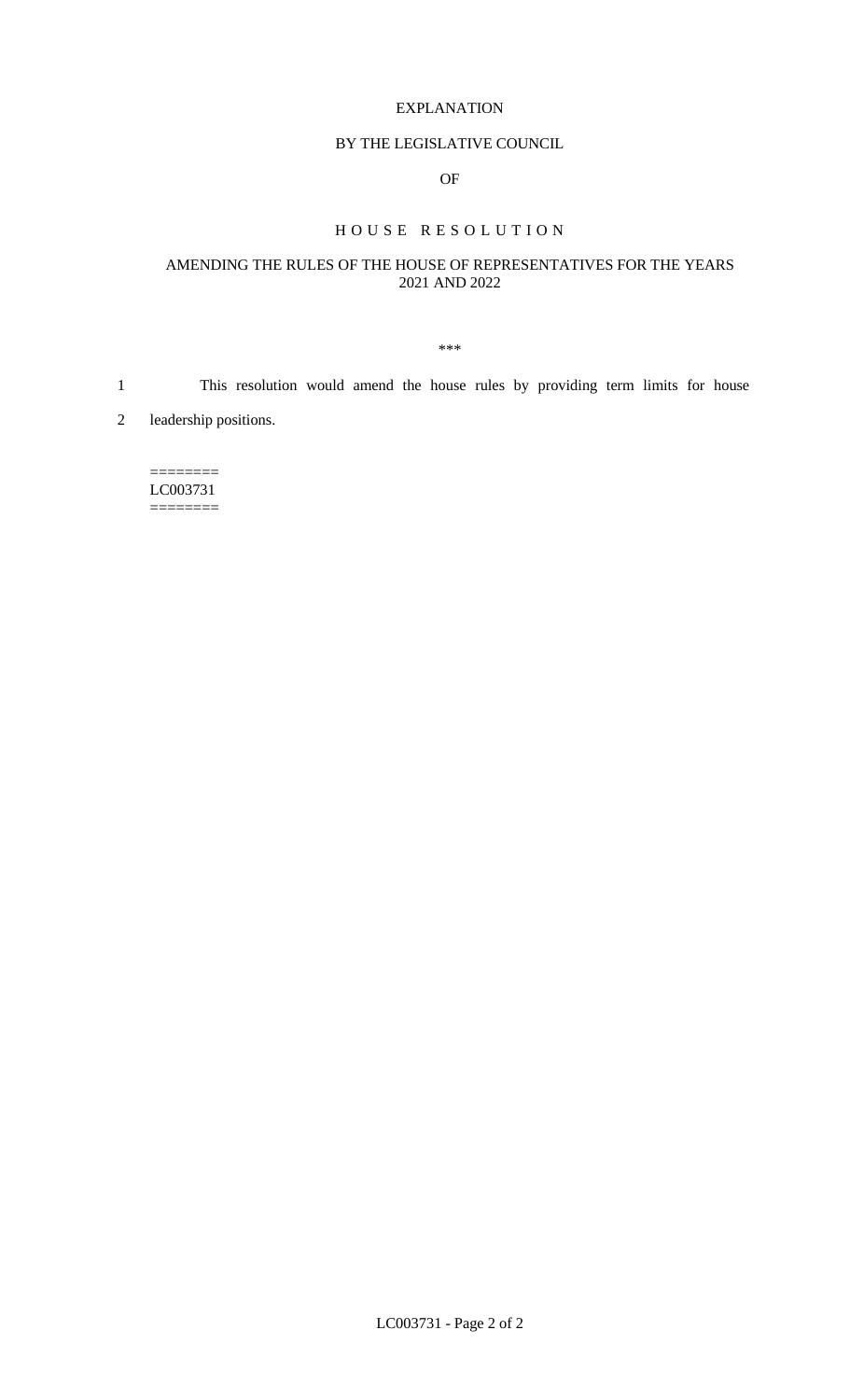EXPLANATION

BY THE LEGISLATIVE COUNCIL

OF

# H O U S E R E S O L U T I O N

AMENDING THE RULES OF THE HOUSE OF REPRESENTATIVES FOR THE YEARS 2021 AND 2022

\*\*\*

1 This resolution would amend the house rules by providing term limits for house
2 leadership positions.

========
LC003731
========